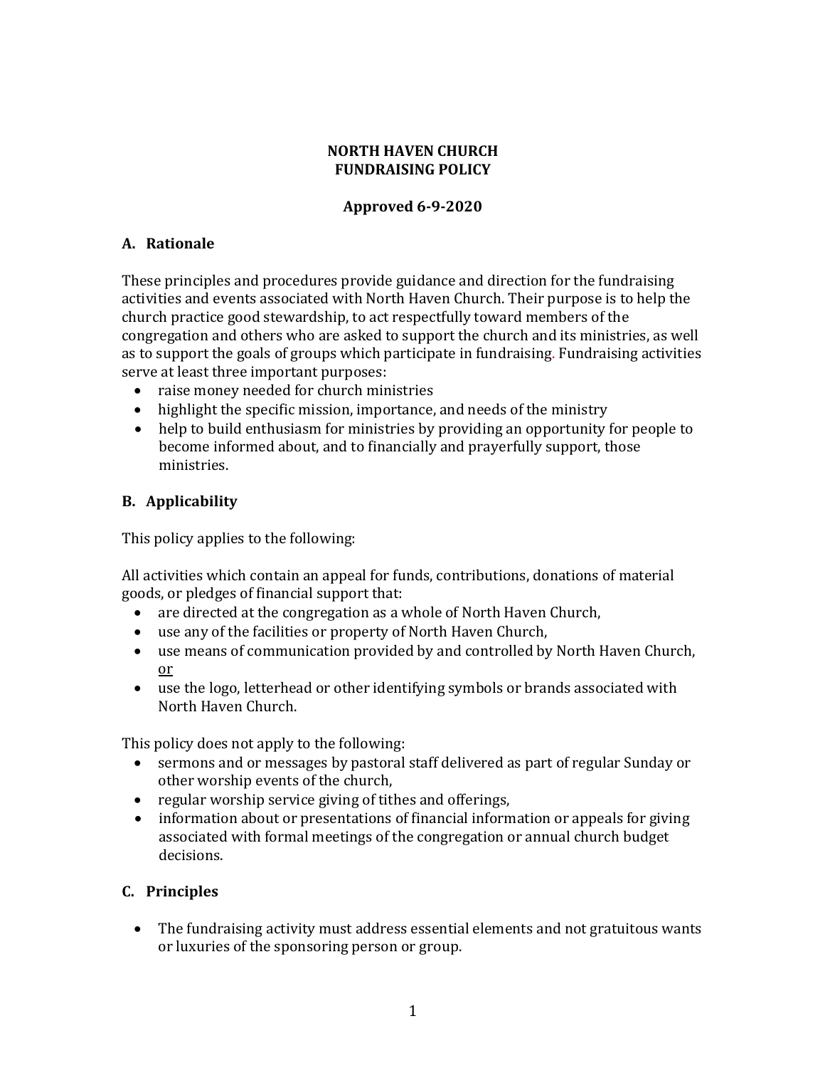# NORTH HAVEN CHURCH
# FUNDRAISING POLICY

**Approved 6-9-2020**

## A. Rationale

These principles and procedures provide guidance and direction for the fundraising activities and events associated with North Haven Church. Their purpose is to help the church practice good stewardship, to act respectfully toward members of the congregation and others who are asked to support the church and its ministries, as well as to support the goals of groups which participate in fundraising. Fundraising activities serve at least three important purposes:

- raise money needed for church ministries
- highlight the specific mission, importance, and needs of the ministry
- help to build enthusiasm for ministries by providing an opportunity for people to become informed about, and to financially and prayerfully support, those ministries.

## B. Applicability

This policy applies to the following:

All activities which contain an appeal for funds, contributions, donations of material goods, or pledges of financial support that:

- are directed at the congregation as a whole of North Haven Church,
- use any of the facilities or property of North Haven Church,
- use means of communication provided by and controlled by North Haven Church, or
- use the logo, letterhead or other identifying symbols or brands associated with North Haven Church.

This policy does not apply to the following:

- sermons and or messages by pastoral staff delivered as part of regular Sunday or other worship events of the church,
- regular worship service giving of tithes and offerings,
- information about or presentations of financial information or appeals for giving associated with formal meetings of the congregation or annual church budget decisions.

## C. Principles

- The fundraising activity must address essential elements and not gratuitous wants or luxuries of the sponsoring person or group.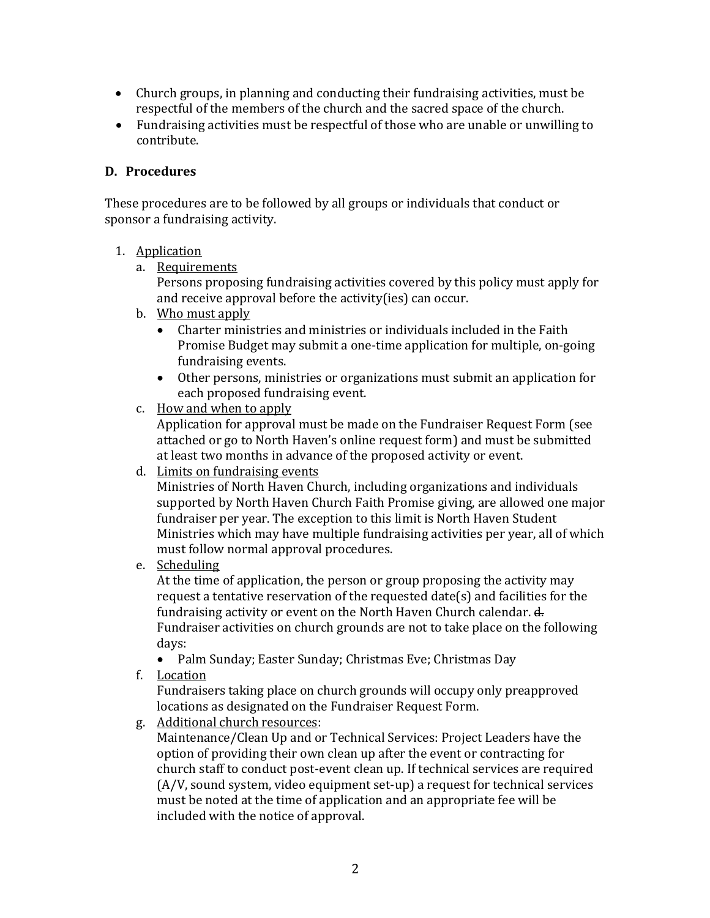- Church groups, in planning and conducting their fundraising activities, must be respectful of the members of the church and the sacred space of the church.
- Fundraising activities must be respectful of those who are unable or unwilling to contribute.

## D. Procedures

These procedures are to be followed by all groups or individuals that conduct or sponsor a fundraising activity.

1. Application
   a. Requirements
      Persons proposing fundraising activities covered by this policy must apply for and receive approval before the activity(ies) can occur.
   b. Who must apply
      - Charter ministries and ministries or individuals included in the Faith Promise Budget may submit a one-time application for multiple, on-going fundraising events.
      - Other persons, ministries or organizations must submit an application for each proposed fundraising event.
   c. How and when to apply
      Application for approval must be made on the Fundraiser Request Form (see attached or go to North Haven's online request form) and must be submitted at least two months in advance of the proposed activity or event.
   d. Limits on fundraising events
      Ministries of North Haven Church, including organizations and individuals supported by North Haven Church Faith Promise giving, are allowed one major fundraiser per year. The exception to this limit is North Haven Student Ministries which may have multiple fundraising activities per year, all of which must follow normal approval procedures.
   e. Scheduling
      At the time of application, the person or group proposing the activity may request a tentative reservation of the requested date(s) and facilities for the fundraising activity or event on the North Haven Church calendar. ~~d.~~ Fundraiser activities on church grounds are not to take place on the following days:
      - Palm Sunday; Easter Sunday; Christmas Eve; Christmas Day
   f. Location
      Fundraisers taking place on church grounds will occupy only preapproved locations as designated on the Fundraiser Request Form.
   g. Additional church resources:
      Maintenance/Clean Up and or Technical Services: Project Leaders have the option of providing their own clean up after the event or contracting for church staff to conduct post-event clean up. If technical services are required (A/V, sound system, video equipment set-up) a request for technical services must be noted at the time of application and an appropriate fee will be included with the notice of approval.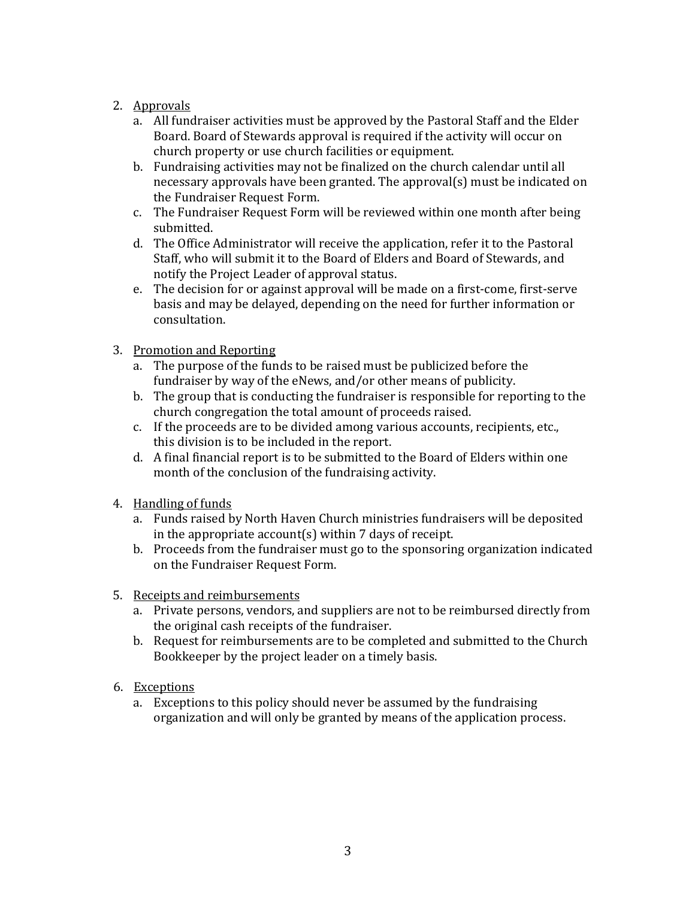2. <u>Approvals</u>
    a. All fundraiser activities must be approved by the Pastoral Staff and the Elder Board. Board of Stewards approval is required if the activity will occur on church property or use church facilities or equipment.
    b. Fundraising activities may not be finalized on the church calendar until all necessary approvals have been granted. The approval(s) must be indicated on the Fundraiser Request Form.
    c. The Fundraiser Request Form will be reviewed within one month after being submitted.
    d. The Office Administrator will receive the application, refer it to the Pastoral Staff, who will submit it to the Board of Elders and Board of Stewards, and notify the Project Leader of approval status.
    e. The decision for or against approval will be made on a first-come, first-serve basis and may be delayed, depending on the need for further information or consultation.

3. <u>Promotion and Reporting</u>
    a. The purpose of the funds to be raised must be publicized before the fundraiser by way of the eNews, and/or other means of publicity.
    b. The group that is conducting the fundraiser is responsible for reporting to the church congregation the total amount of proceeds raised.
    c. If the proceeds are to be divided among various accounts, recipients, etc., this division is to be included in the report.
    d. A final financial report is to be submitted to the Board of Elders within one month of the conclusion of the fundraising activity.

4. <u>Handling of funds</u>
    a. Funds raised by North Haven Church ministries fundraisers will be deposited in the appropriate account(s) within 7 days of receipt.
    b. Proceeds from the fundraiser must go to the sponsoring organization indicated on the Fundraiser Request Form.

5. <u>Receipts and reimbursements</u>
    a. Private persons, vendors, and suppliers are not to be reimbursed directly from the original cash receipts of the fundraiser.
    b. Request for reimbursements are to be completed and submitted to the Church Bookkeeper by the project leader on a timely basis.

6. <u>Exceptions</u>
    a. Exceptions to this policy should never be assumed by the fundraising organization and will only be granted by means of the application process.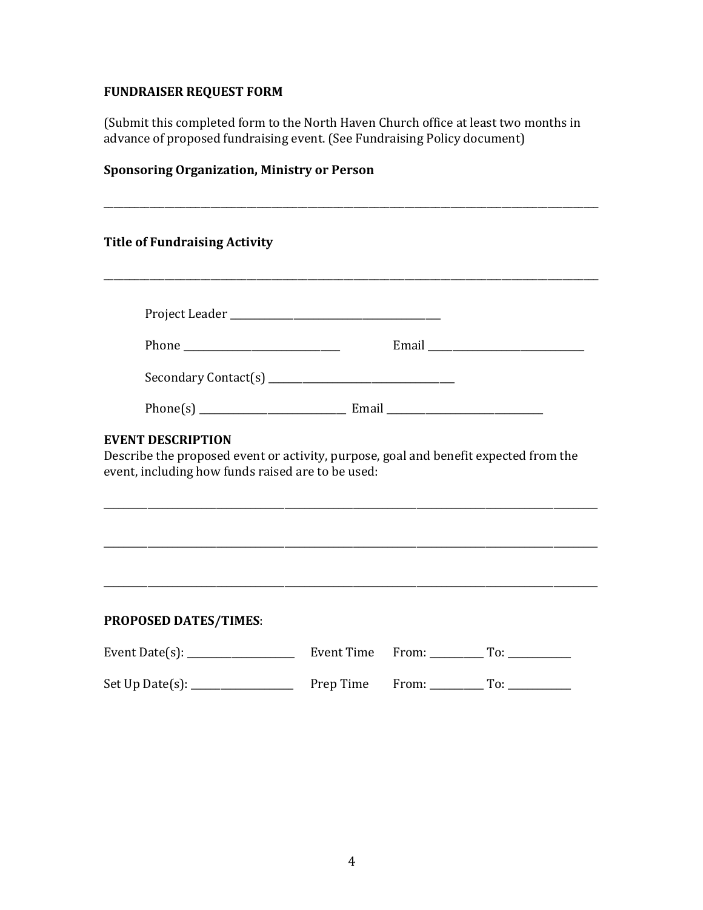**FUNDRAISER REQUEST FORM**

(Submit this completed form to the North Haven Church office at least two months in advance of proposed fundraising event. (See Fundraising Policy document)

**Sponsoring Organization, Ministry or Person**

______________________________________________________________________________

**Title of Fundraising Activity**

______________________________________________________________________________

Project Leader ________________________________

Phone _______________________ Email _______________________

Secondary Contact(s) ___________________________

Phone(s) _____________________ Email ______________________

**EVENT DESCRIPTION**

Describe the proposed event or activity, purpose, goal and benefit expected from the event, including how funds raised are to be used:

______________________________________________________________________________

______________________________________________________________________________

______________________________________________________________________________

**PROPOSED DATES/TIMES**:

Event Date(s): _______________ Event Time From: ________ To: _________

Set Up Date(s): _______________ Prep Time From: ________ To: _________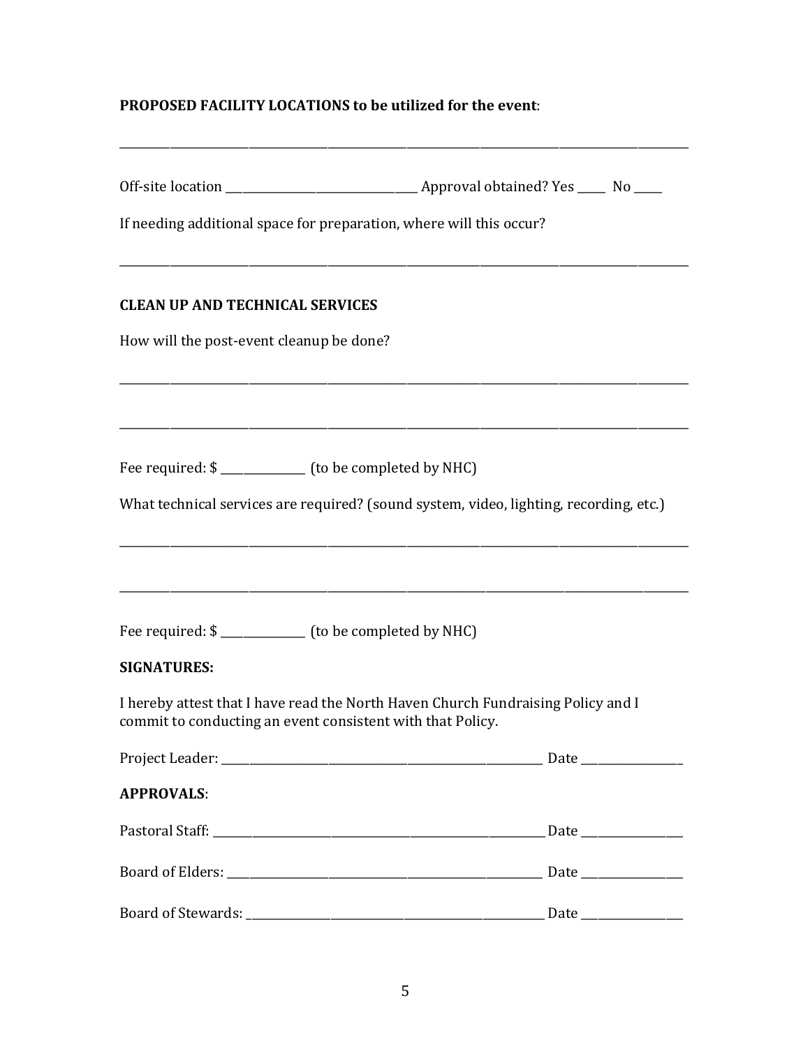**PROPOSED FACILITY LOCATIONS to be utilized for the event**:

______________________________________________________________________________

Off-site location ______________________________ Approval obtained? Yes _____ No _____

If needing additional space for preparation, where will this occur?

______________________________________________________________________________

**CLEAN UP AND TECHNICAL SERVICES**

How will the post-event cleanup be done?

______________________________________________________________________________

______________________________________________________________________________

Fee required: $ ______________ (to be completed by NHC)

What technical services are required? (sound system, video, lighting, recording, etc.)

______________________________________________________________________________

______________________________________________________________________________

Fee required: $ ______________ (to be completed by NHC)

**SIGNATURES:**

I hereby attest that I have read the North Haven Church Fundraising Policy and I commit to conducting an event consistent with that Policy.

Project Leader: ___________________________________________ Date ________________

**APPROVALS**:

Pastoral Staff: ____________________________________________ Date ________________

Board of Elders: ___________________________________________ Date ________________

Board of Stewards: _________________________________________ Date ________________